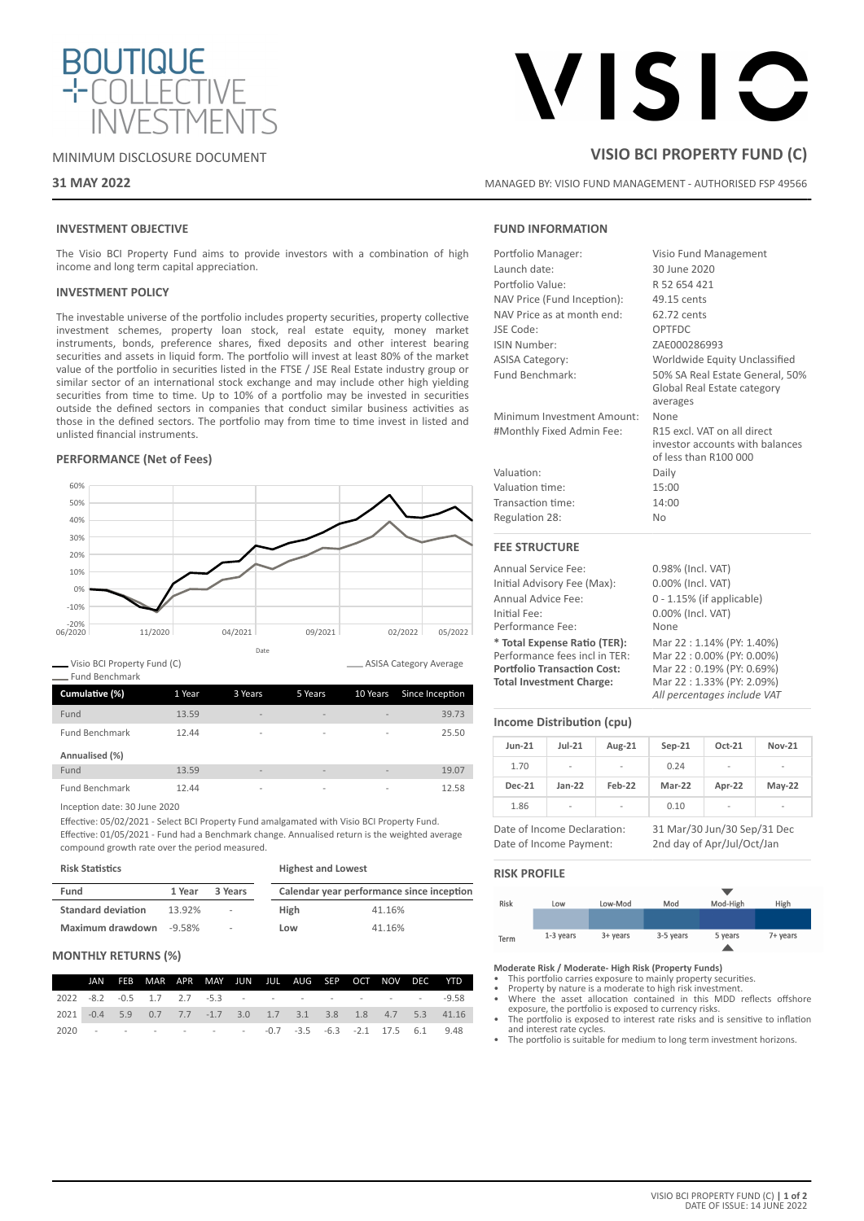# BOUTIQUE COLLECTIVE INVESTMENTS

MINIMUM DISCLOSURE DOCUMENT

**31 MAY 2022**

# VISIO BCI PROPERTY FUND (C)

MANAGED BY: VISIO FUND MANAGEMENT - AUTHORISED FSP 49566

## INVESTMENT OBJECTIVE

The Visio BCI Property Fund aims to provide investors with a combination of high income and long term capital appreciation.

## INVESTMENT POLICY

The investable universe of the portfolio includes property securities, property collective investment schemes, property loan stock, real estate equity, money market instruments, bonds, preference shares, fixed deposits and other interest bearing securities and assets in liquid form. The portfolio will invest at least 80% of the market value of the portfolio in securities listed in the FTSE / JSE Real Estate industry group or similar sector of an international stock exchange and may include other high yielding securities from time to time. Up to 10% of a portfolio may be invested in securities outside the defined sectors in companies that conduct similar business activities as those in the defined sectors. The portfolio may from time to time invest in listed and unlisted financial instruments.

## PERFORMANCE (Net of Fees)

Visio BCI Property Fund (C) — ASISA Category Average — Fund Benchmark

| Cumulative (%) | 1 Year | 3 Years | 5 Years | 10 Years | Since Inception |
|---|---|---|---|---|---|
| Fund | 13.59 | - | - | - | 39.73 |
| Fund Benchmark | 12.44 | - | - | - | 25.50 |
| **Annualised (%)** | | | | | |
| Fund | 13.59 | - | - | - | 19.07 |
| Fund Benchmark | 12.44 | - | - | - | 12.58 |

Inception date: 30 June 2020

Effective: 05/02/2021 - Select BCI Property Fund amalgamated with Visio BCI Property Fund.
Effective: 01/05/2021 - Fund had a Benchmark change. Annualised return is the weighted average compound growth rate over the period measured.

**Risk Statistics**

| Fund | 1 Year | 3 Years |
|---|---|---|
| **Standard deviation** | 13.92% | - |
| **Maximum drawdown** | -9.58% | - |

**Highest and Lowest**

| Calendar year performance since inception | |
|---|---|
| **High** | 41.16% |
| **Low** | 41.16% |

## MONTHLY RETURNS (%)

| | JAN | FEB | MAR | APR | MAY | JUN | JUL | AUG | SEP | OCT | NOV | DEC | YTD |
|---|---|---|---|---|---|---|---|---|---|---|---|---|---|
| 2022 | -8.2 | -0.5 | 1.7 | 2.7 | -5.3 | - | - | - | - | - | - | - | -9.58 |
| 2021 | -0.4 | 5.9 | 0.7 | 7.7 | -1.7 | 3.0 | 1.7 | 3.1 | 3.8 | 1.8 | 4.7 | 5.3 | 41.16 |
| 2020 | - | - | - | - | - | - | -0.7 | -3.5 | -6.3 | -2.1 | 17.5 | 6.1 | 9.48 |

## FUND INFORMATION

| | |
|---|---|
| Portfolio Manager: | Visio Fund Management |
| Launch date: | 30 June 2020 |
| Portfolio Value: | R 52 654 421 |
| NAV Price (Fund Inception): | 49.15 cents |
| NAV Price as at month end: | 62.72 cents |
| JSE Code: | OPTFDC |
| ISIN Number: | ZAE000286993 |
| ASISA Category: | Worldwide Equity Unclassified |
| Fund Benchmark: | 50% SA Real Estate General, 50% Global Real Estate category averages |
| Minimum Investment Amount: | None |
| #Monthly Fixed Admin Fee: | R15 excl. VAT on all direct investor accounts with balances of less than R100 000 |
| Valuation: | Daily |
| Valuation time: | 15:00 |
| Transaction time: | 14:00 |
| Regulation 28: | No |

## FEE STRUCTURE

| | |
|---|---|
| Annual Service Fee: | 0.98% (Incl. VAT) |
| Initial Advisory Fee (Max): | 0.00% (Incl. VAT) |
| Annual Advice Fee: | 0 - 1.15% (if applicable) |
| Initial Fee: | 0.00% (Incl. VAT) |
| Performance Fee: | None |
| **\* Total Expense Ratio (TER):** | Mar 22 : 1.14% (PY: 1.40%) |
| Performance fees incl in TER: | Mar 22 : 0.00% (PY: 0.00%) |
| **Portfolio Transaction Cost:** | Mar 22 : 0.19% (PY: 0.69%) |
| **Total Investment Charge:** | Mar 22 : 1.33% (PY: 2.09%) |

*All percentages include VAT*

## Income Distribution (cpu)

| Jun-21 | Jul-21 | Aug-21 | Sep-21 | Oct-21 | Nov-21 |
|---|---|---|---|---|---|
| 1.70 | - | - | 0.24 | - | - |
| **Dec-21** | **Jan-22** | **Feb-22** | **Mar-22** | **Apr-22** | **May-22** |
| 1.86 | - | - | 0.10 | - | - |

| | |
|---|---|
| Date of Income Declaration: | 31 Mar/30 Jun/30 Sep/31 Dec |
| Date of Income Payment: | 2nd day of Apr/Jul/Oct/Jan |

## RISK PROFILE

| Risk | Low | Low-Mod | Mod | Mod-High | High |
|---|---|---|---|---|---|
| Term | 1-3 years | 3+ years | 3-5 years | 5 years | 7+ years |

**Moderate Risk / Moderate- High Risk (Property Funds)**

- This portfolio carries exposure to mainly property securities.
- Property by nature is a moderate to high risk investment.
- Where the asset allocation contained in this MDD reflects offshore exposure, the portfolio is exposed to currency risks.
- The portfolio is exposed to interest rate risks and is sensitive to inflation and interest rate cycles.
- The portfolio is suitable for medium to long term investment horizons.

DATE OF ISSUE: 14 JUNE 2022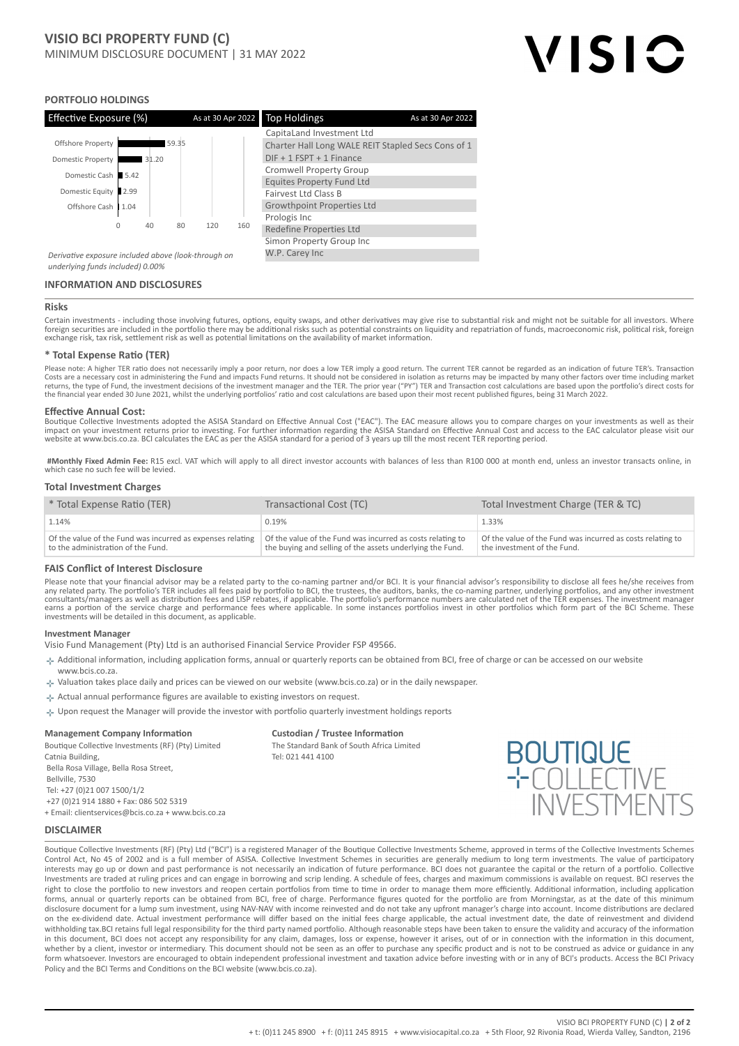# VISIO BCI PROPERTY FUND (C)

MINIMUM DISCLOSURE DOCUMENT | 31 MAY 2022

VISIO

## PORTFOLIO HOLDINGS

**Effective Exposure (%)** As at 30 Apr 2022

Offshore Property 59.35
Domestic Property 31.20
Domestic Cash 5.42
Domestic Equity 2.99
Offshore Cash 1.04

0 40 80 120 160

*Derivative exposure included above (look-through on underlying funds included) 0.00%*

| Top Holdings | As at 30 Apr 2022 |
|---|---|
| CapitaLand Investment Ltd | |
| Charter Hall Long WALE REIT Stapled Secs Cons of 1 | |
| DIF + 1 FSPT + 1 Finance | |
| Cromwell Property Group | |
| Equites Property Fund Ltd | |
| Fairvest Ltd Class B | |
| Growthpoint Properties Ltd | |
| Prologis Inc | |
| Redefine Properties Ltd | |
| Simon Property Group Inc | |
| W.P. Carey Inc | |

## INFORMATION AND DISCLOSURES

### Risks

Certain investments - including those involving futures, options, equity swaps, and other derivatives may give rise to substantial risk and might not be suitable for all investors. Where foreign securities are included in the portfolio there may be additional risks such as potential constraints on liquidity and repatriation of funds, macroeconomic risk, political risk, foreign exchange risk, tax risk, settlement risk as well as potential limitations on the availability of market information.

### * Total Expense Ratio (TER)

Please note: A higher TER ratio does not necessarily imply a poor return, nor does a low TER imply a good return. The current TER cannot be regarded as an indication of future TER's. Transaction Costs are a necessary cost in administering the Fund and impacts Fund returns. It should not be considered in isolation as returns may be impacted by many other factors over time including market returns, the type of Fund, the investment decisions of the investment manager and the TER. The prior year ("PY") TER and Transaction cost calculations are based upon the portfolio's direct costs for the financial year ended 30 June 2021, whilst the underlying portfolios' ratio and cost calculations are based upon their most recent published figures, being 31 March 2022.

### Effective Annual Cost:

Boutique Collective Investments adopted the ASISA Standard on Effective Annual Cost ("EAC"). The EAC measure allows you to compare charges on your investments as well as their impact on your investment returns prior to investing. For further information regarding the ASISA Standard on Effective Annual Cost and access to the EAC calculator please visit our website at www.bcis.co.za. BCI calculates the EAC as per the ASISA standard for a period of 3 years up till the most recent TER reporting period.

**#Monthly Fixed Admin Fee:** R15 excl. VAT which will apply to all direct investor accounts with balances of less than R100 000 at month end, unless an investor transacts online, in which case no such fee will be levied.

### Total Investment Charges

| * Total Expense Ratio (TER) | Transactional Cost (TC) | Total Investment Charge (TER & TC) |
|---|---|---|
| 1.14% | 0.19% | 1.33% |
| Of the value of the Fund was incurred as expenses relating to the administration of the Fund. | Of the value of the Fund was incurred as costs relating to the buying and selling of the assets underlying the Fund. | Of the value of the Fund was incurred as costs relating to the investment of the Fund. |

### FAIS Conflict of Interest Disclosure

Please note that your financial advisor may be a related party to the co-naming partner and/or BCI. It is your financial advisor's responsibility to disclose all fees he/she receives from any related party. The portfolio's TER includes all fees paid by portfolio to BCI, the trustees, the auditors, banks, the co-naming partner, underlying portfolios, and any other investment consultants/managers as well as distribution fees and LISP rebates, if applicable. The portfolio's performance numbers are calculated net of the TER expenses. The investment manager earns a portion of the service charge and performance fees where applicable. In some instances portfolios invest in other portfolios which form part of the BCI Scheme. These investments will be detailed in this document, as applicable.

### Investment Manager

Visio Fund Management (Pty) Ltd is an authorised Financial Service Provider FSP 49566.

- Additional information, including application forms, annual or quarterly reports can be obtained from BCI, free of charge or can be accessed on our website www.bcis.co.za.
- Valuation takes place daily and prices can be viewed on our website (www.bcis.co.za) or in the daily newspaper.
- Actual annual performance figures are available to existing investors on request.
- Upon request the Manager will provide the investor with portfolio quarterly investment holdings reports

### Management Company Information

Boutique Collective Investments (RF) (Pty) Limited
Catnia Building,
Bella Rosa Village, Bella Rosa Street,
Bellville, 7530
Tel: +27 (0)21 007 1500/1/2
+27 (0)21 914 1880 + Fax: 086 502 5319
+ Email: clientservices@bcis.co.za + www.bcis.co.za

### Custodian / Trustee Information

The Standard Bank of South Africa Limited
Tel: 021 441 4100

BOUTIQUE COLLECTIVE INVESTMENTS

## DISCLAIMER

Boutique Collective Investments (RF) (Pty) Ltd ("BCI") is a registered Manager of the Boutique Collective Investments Scheme, approved in terms of the Collective Investments Schemes Control Act, No 45 of 2002 and is a full member of ASISA. Collective Investment Schemes in securities are generally medium to long term investments. The value of participatory interests may go up or down and past performance is not necessarily an indication of future performance. BCI does not guarantee the capital or the return of a portfolio. Collective Investments are traded at ruling prices and can engage in borrowing and scrip lending. A schedule of fees, charges and maximum commissions is available on request. BCI reserves the right to close the portfolio to new investors and reopen certain portfolios from time to time in order to manage them more efficiently. Additional information, including application forms, annual or quarterly reports can be obtained from BCI, free of charge. Performance figures quoted for the portfolio are from Morningstar, as at the date of this minimum disclosure document for a lump sum investment, using NAV-NAV with income reinvested and do not take any upfront manager's charge into account. Income distributions are declared on the ex-dividend date. Actual investment performance will differ based on the initial fees charge applicable, the actual investment date, the date of reinvestment and dividend withholding tax.BCI retains full legal responsibility for the third party named portfolio. Although reasonable steps have been taken to ensure the validity and accuracy of the information in this document, BCI does not accept any responsibility for any claim, damages, loss or expense, however it arises, out of or in connection with the information in this document, whether by a client, investor or intermediary. This document should not be seen as an offer to purchase any specific product and is not to be construed as advice or guidance in any form whatsoever. Investors are encouraged to obtain independent professional investment and taxation advice before investing with or in any of BCI's products. Access the BCI Privacy Policy and the BCI Terms and Conditions on the BCI website (www.bcis.co.za).

+ t: (0)11 245 8900 + f: (0)11 245 8915 + www.visiocapital.co.za + 5th Floor, 92 Rivonia Road, Wierda Valley, Sandton, 2196